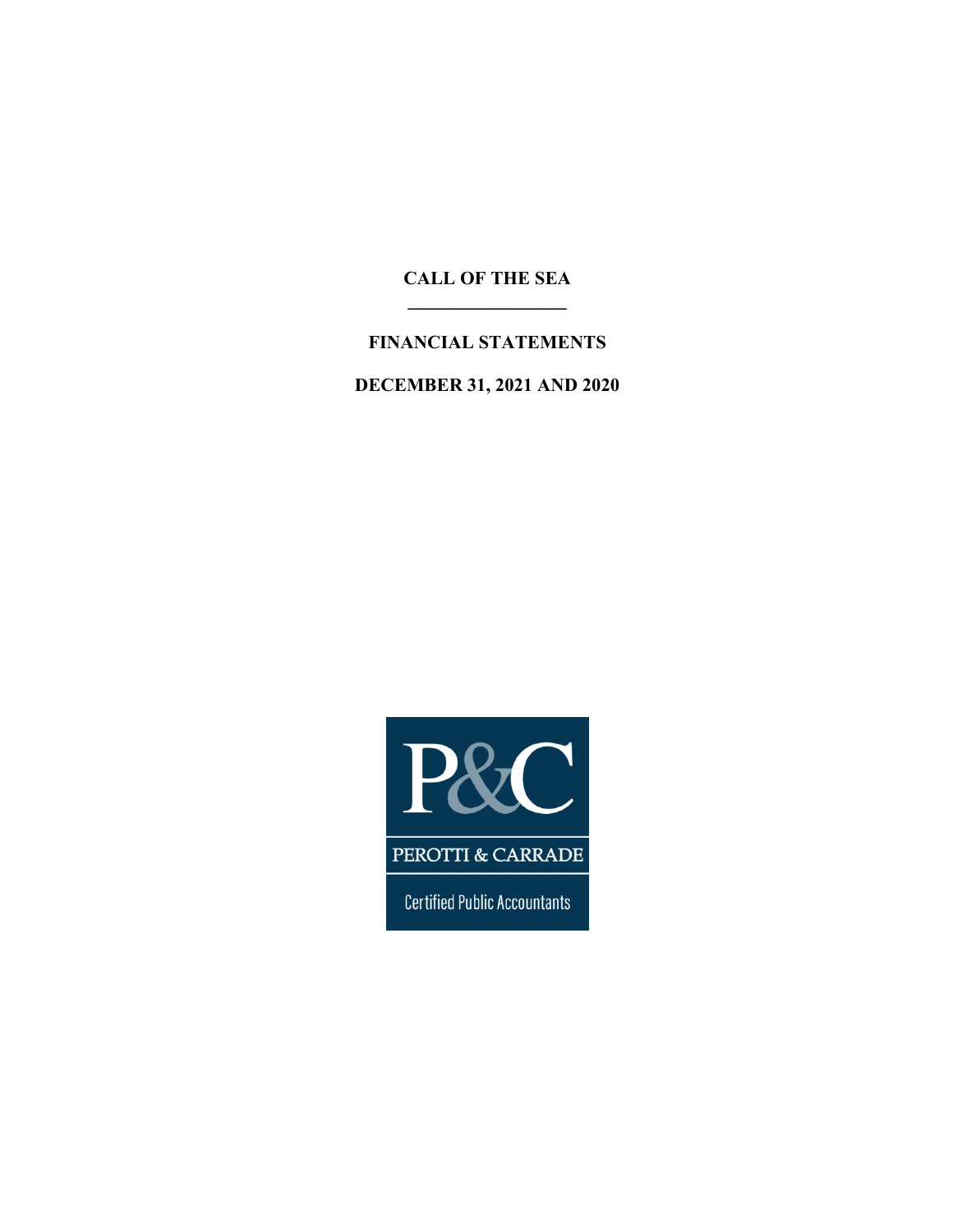# CALL OF THE SEA

---

## FINANCIAL STATEMENTS

## DECEMBER 31, 2021 AND 2020

P&C

PEROTTI & CARRADE

Certified Public Accountants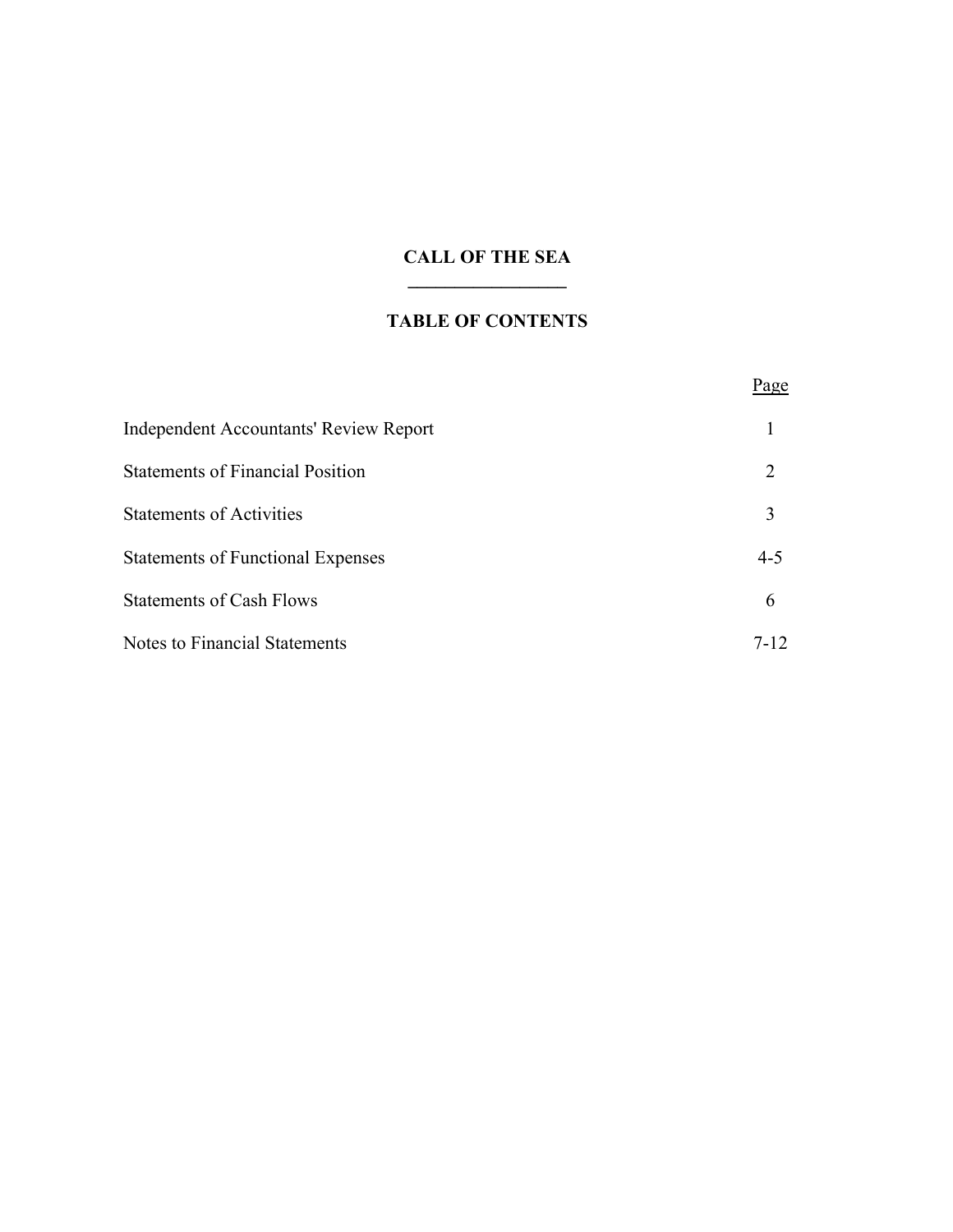# CALL OF THE SEA

## TABLE OF CONTENTS

| | Page |
|---|---|
| Independent Accountants' Review Report | 1 |
| Statements of Financial Position | 2 |
| Statements of Activities | 3 |
| Statements of Functional Expenses | 4-5 |
| Statements of Cash Flows | 6 |
| Notes to Financial Statements | 7-12 |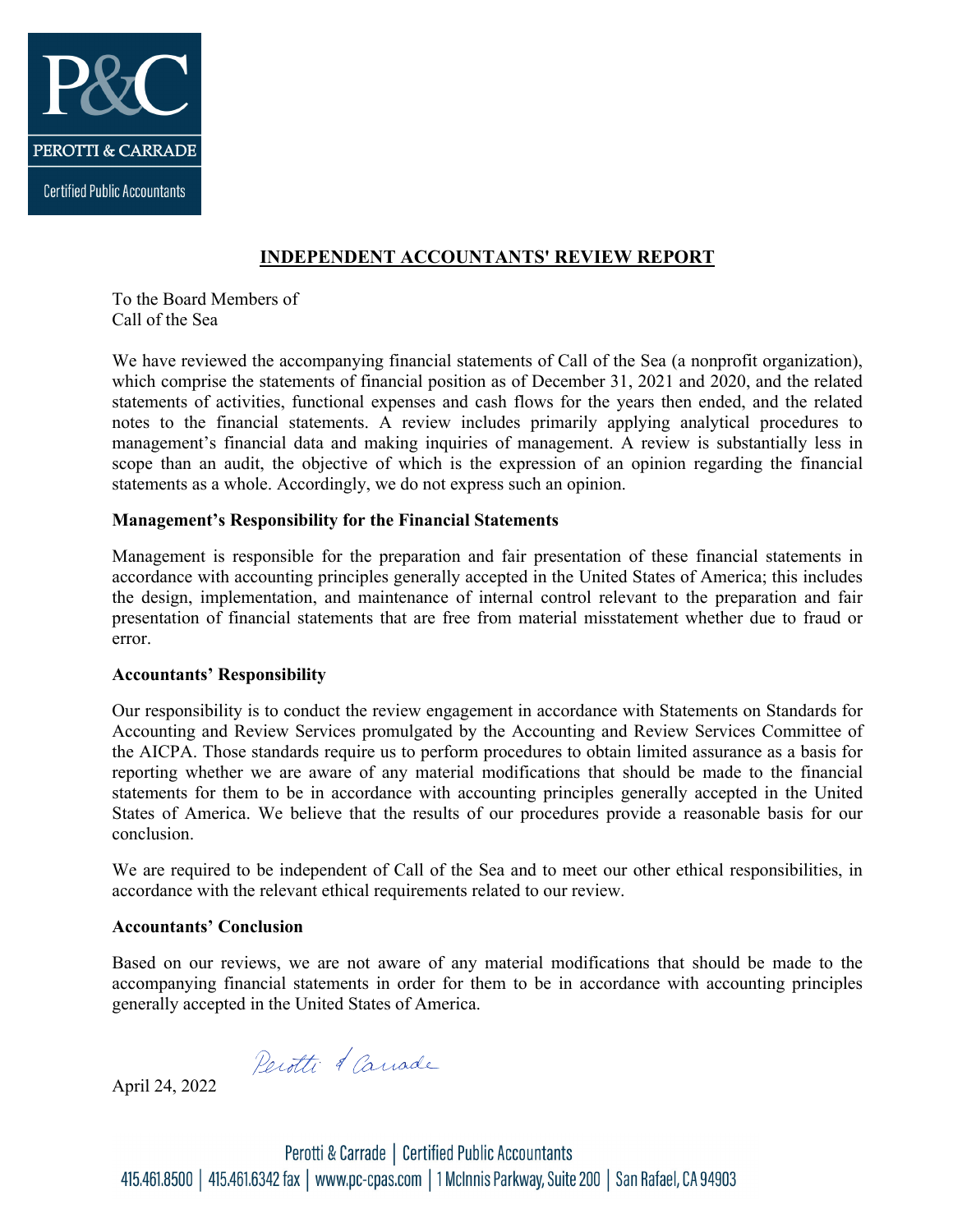PEROTTI & CARRADE

Certified Public Accountants

# INDEPENDENT ACCOUNTANTS' REVIEW REPORT

To the Board Members of
Call of the Sea

We have reviewed the accompanying financial statements of Call of the Sea (a nonprofit organization), which comprise the statements of financial position as of December 31, 2021 and 2020, and the related statements of activities, functional expenses and cash flows for the years then ended, and the related notes to the financial statements. A review includes primarily applying analytical procedures to management's financial data and making inquiries of management. A review is substantially less in scope than an audit, the objective of which is the expression of an opinion regarding the financial statements as a whole. Accordingly, we do not express such an opinion.

**Management's Responsibility for the Financial Statements**

Management is responsible for the preparation and fair presentation of these financial statements in accordance with accounting principles generally accepted in the United States of America; this includes the design, implementation, and maintenance of internal control relevant to the preparation and fair presentation of financial statements that are free from material misstatement whether due to fraud or error.

**Accountants' Responsibility**

Our responsibility is to conduct the review engagement in accordance with Statements on Standards for Accounting and Review Services promulgated by the Accounting and Review Services Committee of the AICPA. Those standards require us to perform procedures to obtain limited assurance as a basis for reporting whether we are aware of any material modifications that should be made to the financial statements for them to be in accordance with accounting principles generally accepted in the United States of America. We believe that the results of our procedures provide a reasonable basis for our conclusion.

We are required to be independent of Call of the Sea and to meet our other ethical responsibilities, in accordance with the relevant ethical requirements related to our review.

**Accountants' Conclusion**

Based on our reviews, we are not aware of any material modifications that should be made to the accompanying financial statements in order for them to be in accordance with accounting principles generally accepted in the United States of America.

Perotti & Carrade

April 24, 2022

Perotti & Carrade | Certified Public Accountants
415.461.8500 | 415.461.6342 fax | www.pc-cpas.com | 1 McInnis Parkway, Suite 200 | San Rafael, CA 94903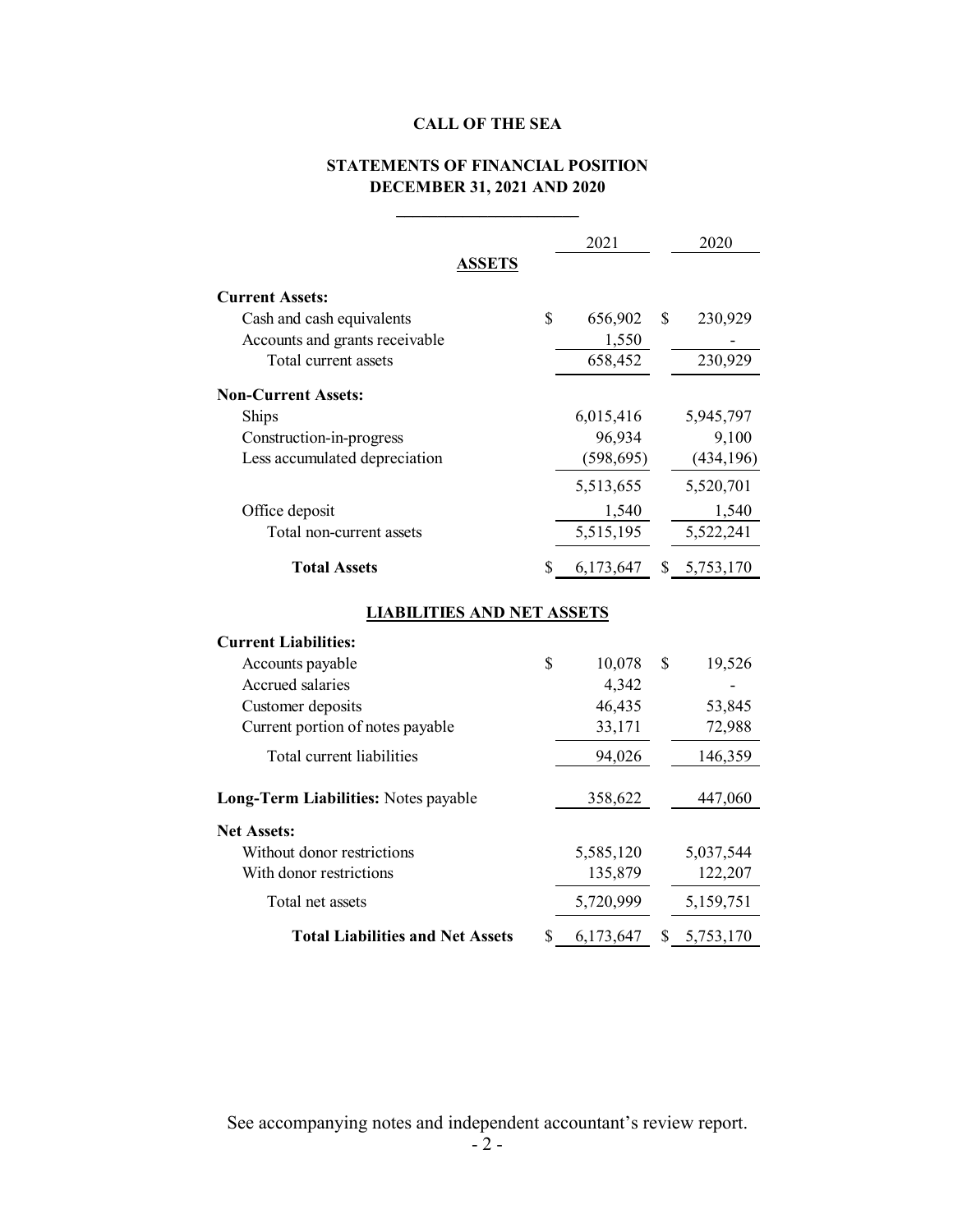# CALL OF THE SEA

## STATEMENTS OF FINANCIAL POSITION
## DECEMBER 31, 2021 AND 2020

| | 2021 | 2020 |
|---|---|---|
| **ASSETS** | | |
| **Current Assets:** | | |
| Cash and cash equivalents | $ 656,902 | $ 230,929 |
| Accounts and grants receivable | 1,550 | - |
| Total current assets | 658,452 | 230,929 |
| **Non-Current Assets:** | | |
| Ships | 6,015,416 | 5,945,797 |
| Construction-in-progress | 96,934 | 9,100 |
| Less accumulated depreciation | (598,695) | (434,196) |
| | 5,513,655 | 5,520,701 |
| Office deposit | 1,540 | 1,540 |
| Total non-current assets | 5,515,195 | 5,522,241 |
| **Total Assets** | $ 6,173,647 | $ 5,753,170 |
| **LIABILITIES AND NET ASSETS** | | |
| **Current Liabilities:** | | |
| Accounts payable | $ 10,078 | $ 19,526 |
| Accrued salaries | 4,342 | - |
| Customer deposits | 46,435 | 53,845 |
| Current portion of notes payable | 33,171 | 72,988 |
| Total current liabilities | 94,026 | 146,359 |
| **Long-Term Liabilities:** Notes payable | 358,622 | 447,060 |
| **Net Assets:** | | |
| Without donor restrictions | 5,585,120 | 5,037,544 |
| With donor restrictions | 135,879 | 122,207 |
| Total net assets | 5,720,999 | 5,159,751 |
| **Total Liabilities and Net Assets** | $ 6,173,647 | $ 5,753,170 |

See accompanying notes and independent accountant's review report.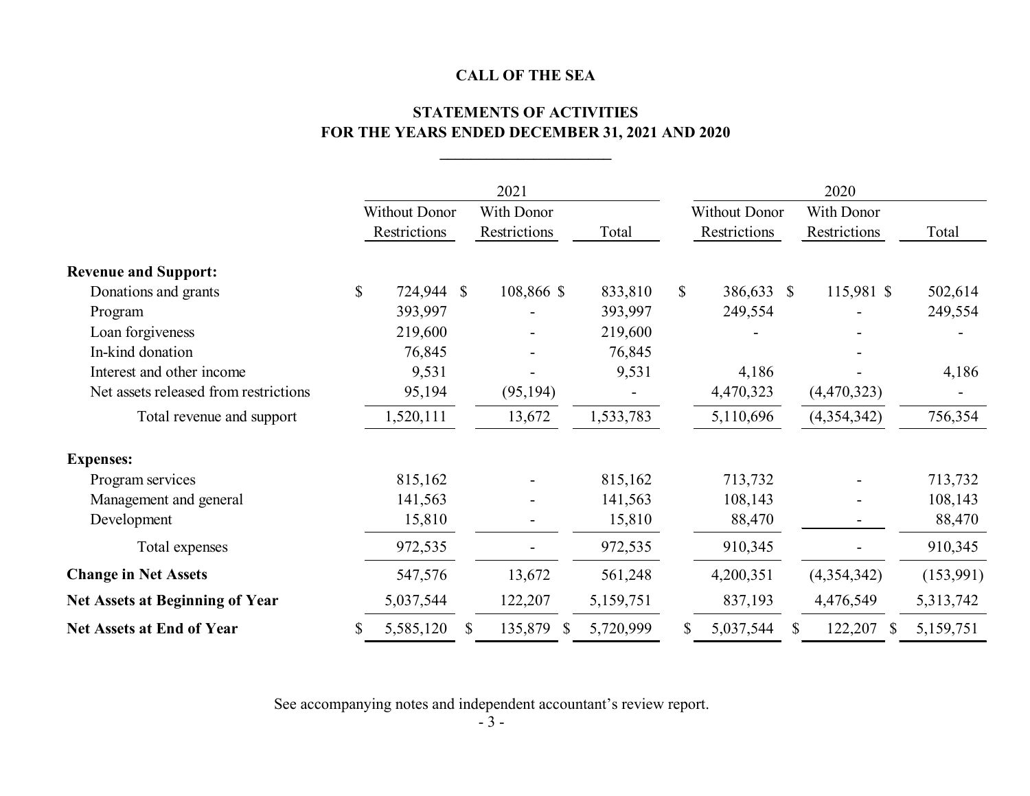**CALL OF THE SEA**

**STATEMENTS OF ACTIVITIES**
**FOR THE YEARS ENDED DECEMBER 31, 2021 AND 2020**

| | 2021 | | | 2020 | | |
|---|---|---|---|---|---|---|
| | Without Donor Restrictions | With Donor Restrictions | Total | Without Donor Restrictions | With Donor Restrictions | Total |
| **Revenue and Support:** | | | | | | |
| Donations and grants | $ 724,944 | $ 108,866 | $ 833,810 | $ 386,633 | $ 115,981 | $ 502,614 |
| Program | 393,997 | - | 393,997 | 249,554 | - | 249,554 |
| Loan forgiveness | 219,600 | - | 219,600 | - | - | - |
| In-kind donation | 76,845 | - | 76,845 | | - | |
| Interest and other income | 9,531 | - | 9,531 | 4,186 | - | 4,186 |
| Net assets released from restrictions | 95,194 | (95,194) | - | 4,470,323 | (4,470,323) | - |
| Total revenue and support | 1,520,111 | 13,672 | 1,533,783 | 5,110,696 | (4,354,342) | 756,354 |
| **Expenses:** | | | | | | |
| Program services | 815,162 | - | 815,162 | 713,732 | - | 713,732 |
| Management and general | 141,563 | - | 141,563 | 108,143 | - | 108,143 |
| Development | 15,810 | - | 15,810 | 88,470 | - | 88,470 |
| Total expenses | 972,535 | - | 972,535 | 910,345 | - | 910,345 |
| **Change in Net Assets** | 547,576 | 13,672 | 561,248 | 4,200,351 | (4,354,342) | (153,991) |
| **Net Assets at Beginning of Year** | 5,037,544 | 122,207 | 5,159,751 | 837,193 | 4,476,549 | 5,313,742 |
| **Net Assets at End of Year** | $ 5,585,120 | $ 135,879 | $ 5,720,999 | $ 5,037,544 | $ 122,207 | $ 5,159,751 |

See accompanying notes and independent accountant's review report.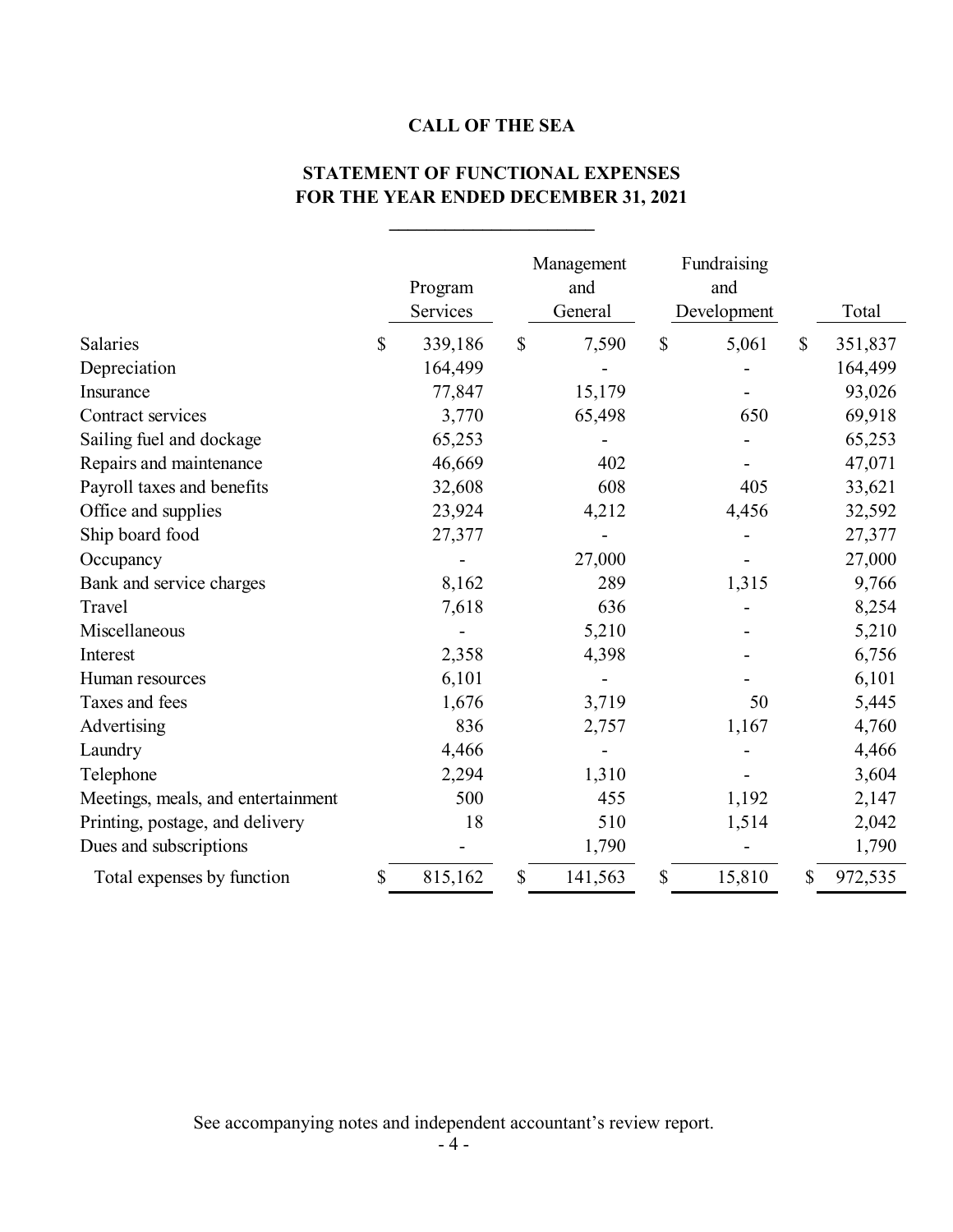**CALL OF THE SEA**

**STATEMENT OF FUNCTIONAL EXPENSES**
**FOR THE YEAR ENDED DECEMBER 31, 2021**

| | Program Services | Management and General | Fundraising and Development | Total |
|---|---|---|---|---|
| Salaries | $ 339,186 | $ 7,590 | $ 5,061 | $ 351,837 |
| Depreciation | 164,499 | - | - | 164,499 |
| Insurance | 77,847 | 15,179 | - | 93,026 |
| Contract services | 3,770 | 65,498 | 650 | 69,918 |
| Sailing fuel and dockage | 65,253 | - | - | 65,253 |
| Repairs and maintenance | 46,669 | 402 | - | 47,071 |
| Payroll taxes and benefits | 32,608 | 608 | 405 | 33,621 |
| Office and supplies | 23,924 | 4,212 | 4,456 | 32,592 |
| Ship board food | 27,377 | - | - | 27,377 |
| Occupancy | - | 27,000 | - | 27,000 |
| Bank and service charges | 8,162 | 289 | 1,315 | 9,766 |
| Travel | 7,618 | 636 | - | 8,254 |
| Miscellaneous | - | 5,210 | - | 5,210 |
| Interest | 2,358 | 4,398 | - | 6,756 |
| Human resources | 6,101 | - | - | 6,101 |
| Taxes and fees | 1,676 | 3,719 | 50 | 5,445 |
| Advertising | 836 | 2,757 | 1,167 | 4,760 |
| Laundry | 4,466 | - | - | 4,466 |
| Telephone | 2,294 | 1,310 | - | 3,604 |
| Meetings, meals, and entertainment | 500 | 455 | 1,192 | 2,147 |
| Printing, postage, and delivery | 18 | 510 | 1,514 | 2,042 |
| Dues and subscriptions | - | 1,790 | - | 1,790 |
| Total expenses by function | $ 815,162 | $ 141,563 | $ 15,810 | $ 972,535 |

See accompanying notes and independent accountant's review report.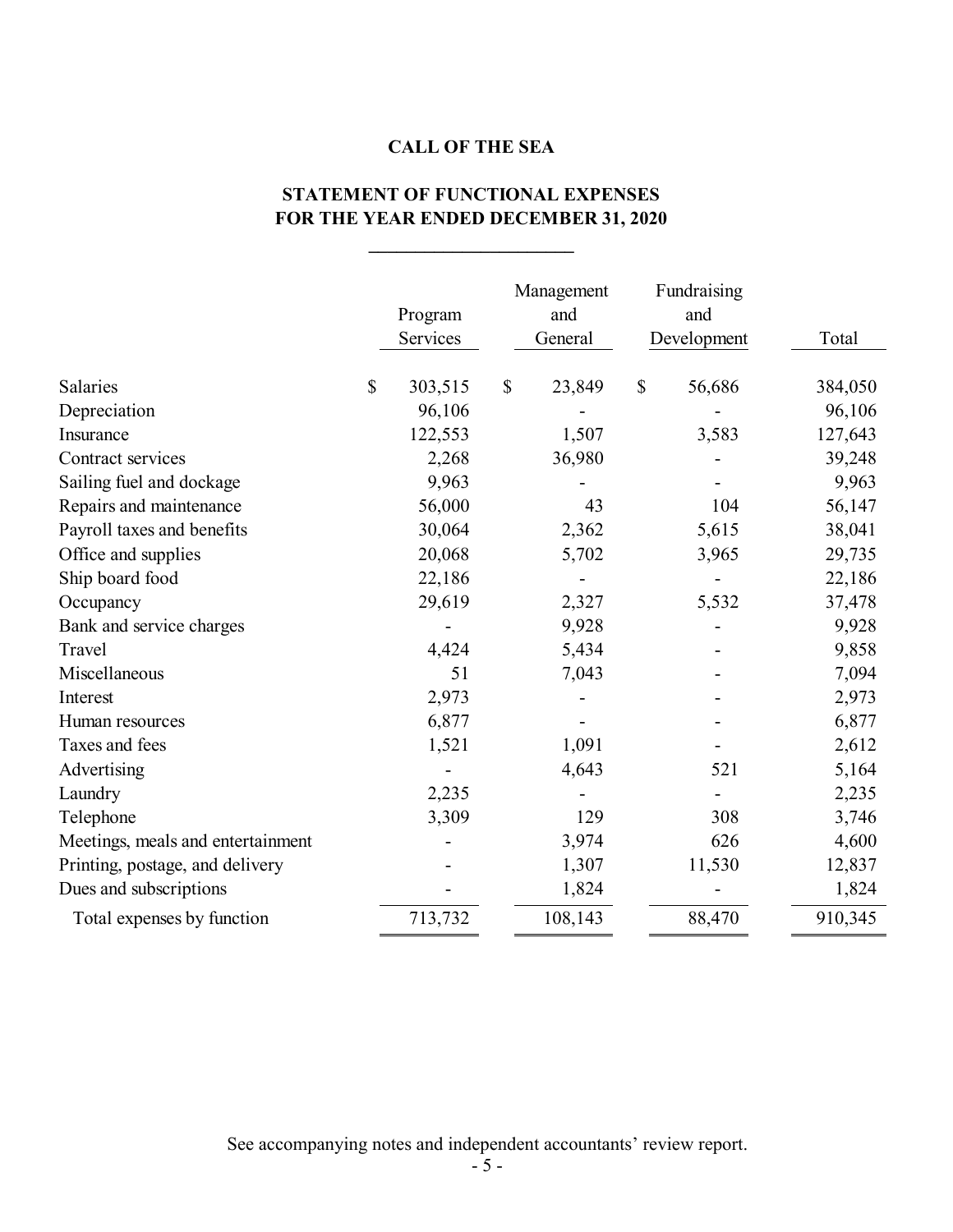# CALL OF THE SEA

## STATEMENT OF FUNCTIONAL EXPENSES
## FOR THE YEAR ENDED DECEMBER 31, 2020

| | Program Services | Management and General | Fundraising and Development | Total |
|---|---|---|---|---|
| Salaries | $ 303,515 | $ 23,849 | $ 56,686 | 384,050 |
| Depreciation | 96,106 | - | - | 96,106 |
| Insurance | 122,553 | 1,507 | 3,583 | 127,643 |
| Contract services | 2,268 | 36,980 | - | 39,248 |
| Sailing fuel and dockage | 9,963 | - | - | 9,963 |
| Repairs and maintenance | 56,000 | 43 | 104 | 56,147 |
| Payroll taxes and benefits | 30,064 | 2,362 | 5,615 | 38,041 |
| Office and supplies | 20,068 | 5,702 | 3,965 | 29,735 |
| Ship board food | 22,186 | - | - | 22,186 |
| Occupancy | 29,619 | 2,327 | 5,532 | 37,478 |
| Bank and service charges | - | 9,928 | - | 9,928 |
| Travel | 4,424 | 5,434 | - | 9,858 |
| Miscellaneous | 51 | 7,043 | - | 7,094 |
| Interest | 2,973 | - | - | 2,973 |
| Human resources | 6,877 | - | - | 6,877 |
| Taxes and fees | 1,521 | 1,091 | - | 2,612 |
| Advertising | - | 4,643 | 521 | 5,164 |
| Laundry | 2,235 | - | - | 2,235 |
| Telephone | 3,309 | 129 | 308 | 3,746 |
| Meetings, meals and entertainment | - | 3,974 | 626 | 4,600 |
| Printing, postage, and delivery | - | 1,307 | 11,530 | 12,837 |
| Dues and subscriptions | - | 1,824 | - | 1,824 |
| Total expenses by function | 713,732 | 108,143 | 88,470 | 910,345 |

See accompanying notes and independent accountants' review report.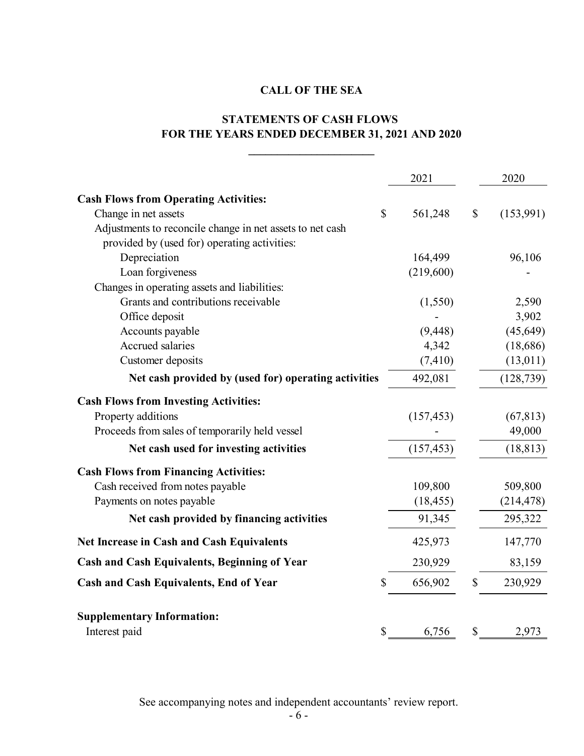# CALL OF THE SEA

## STATEMENTS OF CASH FLOWS
## FOR THE YEARS ENDED DECEMBER 31, 2021 AND 2020

| | 2021 | 2020 |
|---|---|---|
| **Cash Flows from Operating Activities:** | | |
| Change in net assets | $ 561,248 | $ (153,991) |
| Adjustments to reconcile change in net assets to net cash provided by (used for) operating activities: | | |
| Depreciation | 164,499 | 96,106 |
| Loan forgiveness | (219,600) | - |
| Changes in operating assets and liabilities: | | |
| Grants and contributions receivable | (1,550) | 2,590 |
| Office deposit | - | 3,902 |
| Accounts payable | (9,448) | (45,649) |
| Accrued salaries | 4,342 | (18,686) |
| Customer deposits | (7,410) | (13,011) |
| **Net cash provided by (used for) operating activities** | 492,081 | (128,739) |
| **Cash Flows from Investing Activities:** | | |
| Property additions | (157,453) | (67,813) |
| Proceeds from sales of temporarily held vessel | - | 49,000 |
| **Net cash used for investing activities** | (157,453) | (18,813) |
| **Cash Flows from Financing Activities:** | | |
| Cash received from notes payable | 109,800 | 509,800 |
| Payments on notes payable | (18,455) | (214,478) |
| **Net cash provided by financing activities** | 91,345 | 295,322 |
| **Net Increase in Cash and Cash Equivalents** | 425,973 | 147,770 |
| **Cash and Cash Equivalents, Beginning of Year** | 230,929 | 83,159 |
| **Cash and Cash Equivalents, End of Year** | $ 656,902 | $ 230,929 |
| **Supplementary Information:** | | |
| Interest paid | $ 6,756 | $ 2,973 |

See accompanying notes and independent accountants' review report.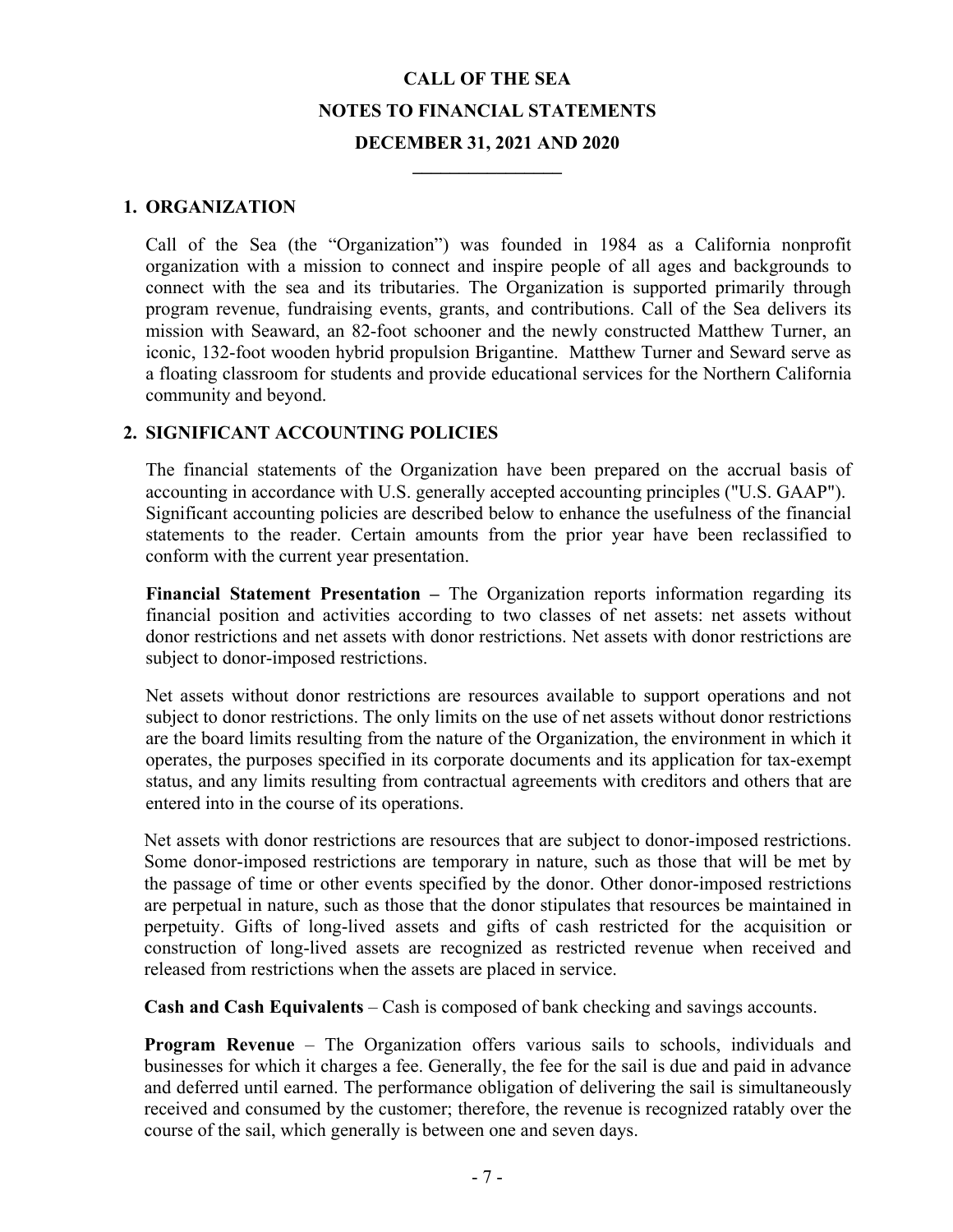# CALL OF THE SEA

## NOTES TO FINANCIAL STATEMENTS

## DECEMBER 31, 2021 AND 2020

---

### 1. ORGANIZATION

Call of the Sea (the "Organization") was founded in 1984 as a California nonprofit organization with a mission to connect and inspire people of all ages and backgrounds to connect with the sea and its tributaries. The Organization is supported primarily through program revenue, fundraising events, grants, and contributions. Call of the Sea delivers its mission with Seaward, an 82-foot schooner and the newly constructed Matthew Turner, an iconic, 132-foot wooden hybrid propulsion Brigantine. Matthew Turner and Seward serve as a floating classroom for students and provide educational services for the Northern California community and beyond.

### 2. SIGNIFICANT ACCOUNTING POLICIES

The financial statements of the Organization have been prepared on the accrual basis of accounting in accordance with U.S. generally accepted accounting principles ("U.S. GAAP"). Significant accounting policies are described below to enhance the usefulness of the financial statements to the reader. Certain amounts from the prior year have been reclassified to conform with the current year presentation.

**Financial Statement Presentation –** The Organization reports information regarding its financial position and activities according to two classes of net assets: net assets without donor restrictions and net assets with donor restrictions. Net assets with donor restrictions are subject to donor-imposed restrictions.

Net assets without donor restrictions are resources available to support operations and not subject to donor restrictions. The only limits on the use of net assets without donor restrictions are the board limits resulting from the nature of the Organization, the environment in which it operates, the purposes specified in its corporate documents and its application for tax-exempt status, and any limits resulting from contractual agreements with creditors and others that are entered into in the course of its operations.

Net assets with donor restrictions are resources that are subject to donor-imposed restrictions. Some donor-imposed restrictions are temporary in nature, such as those that will be met by the passage of time or other events specified by the donor. Other donor-imposed restrictions are perpetual in nature, such as those that the donor stipulates that resources be maintained in perpetuity. Gifts of long-lived assets and gifts of cash restricted for the acquisition or construction of long-lived assets are recognized as restricted revenue when received and released from restrictions when the assets are placed in service.

**Cash and Cash Equivalents** – Cash is composed of bank checking and savings accounts.

**Program Revenue** – The Organization offers various sails to schools, individuals and businesses for which it charges a fee. Generally, the fee for the sail is due and paid in advance and deferred until earned. The performance obligation of delivering the sail is simultaneously received and consumed by the customer; therefore, the revenue is recognized ratably over the course of the sail, which generally is between one and seven days.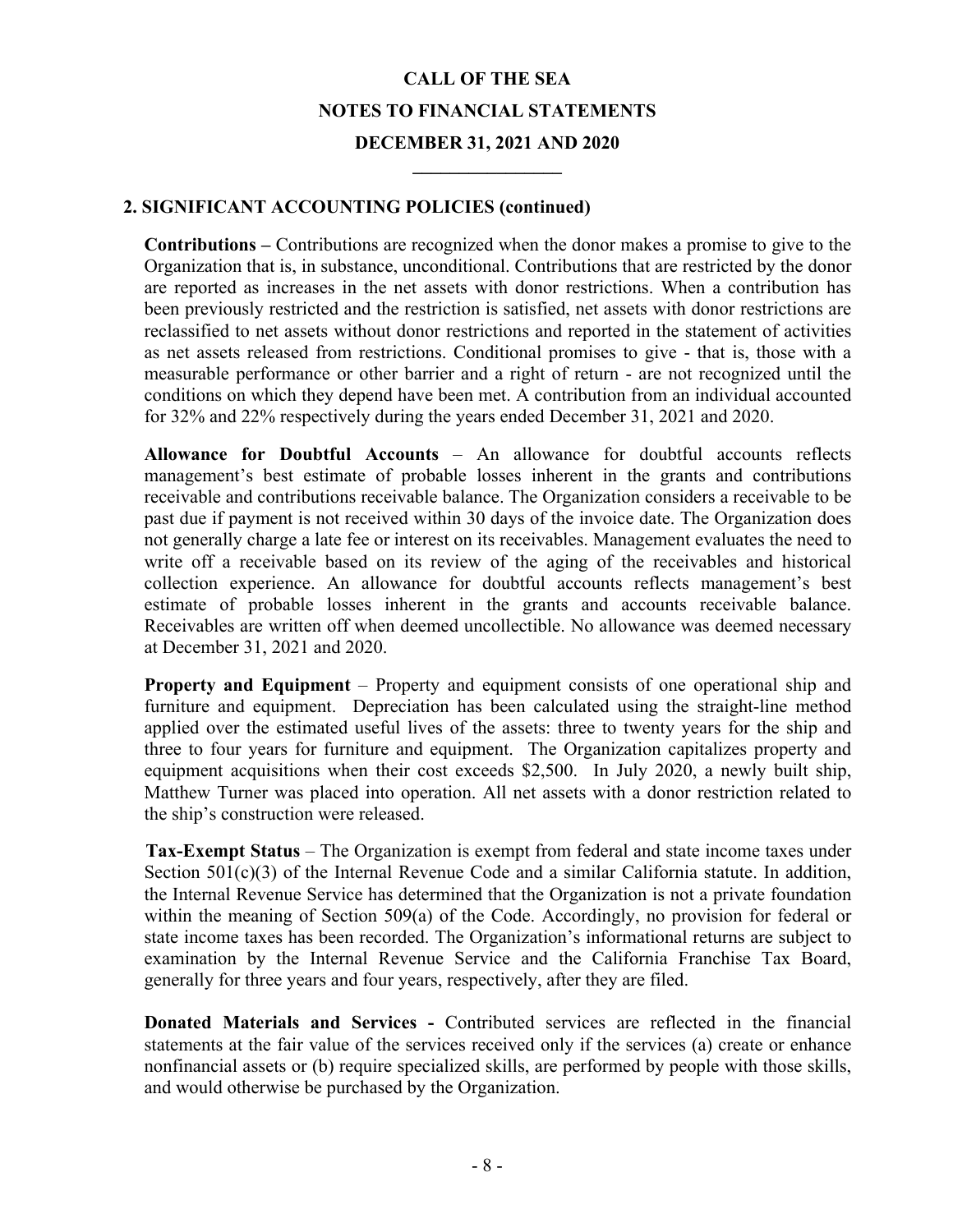# CALL OF THE SEA
## NOTES TO FINANCIAL STATEMENTS
## DECEMBER 31, 2021 AND 2020

### 2. SIGNIFICANT ACCOUNTING POLICIES (continued)

**Contributions –** Contributions are recognized when the donor makes a promise to give to the Organization that is, in substance, unconditional. Contributions that are restricted by the donor are reported as increases in the net assets with donor restrictions. When a contribution has been previously restricted and the restriction is satisfied, net assets with donor restrictions are reclassified to net assets without donor restrictions and reported in the statement of activities as net assets released from restrictions. Conditional promises to give - that is, those with a measurable performance or other barrier and a right of return - are not recognized until the conditions on which they depend have been met. A contribution from an individual accounted for 32% and 22% respectively during the years ended December 31, 2021 and 2020.

**Allowance for Doubtful Accounts** – An allowance for doubtful accounts reflects management's best estimate of probable losses inherent in the grants and contributions receivable and contributions receivable balance. The Organization considers a receivable to be past due if payment is not received within 30 days of the invoice date. The Organization does not generally charge a late fee or interest on its receivables. Management evaluates the need to write off a receivable based on its review of the aging of the receivables and historical collection experience. An allowance for doubtful accounts reflects management's best estimate of probable losses inherent in the grants and accounts receivable balance. Receivables are written off when deemed uncollectible. No allowance was deemed necessary at December 31, 2021 and 2020.

**Property and Equipment** – Property and equipment consists of one operational ship and furniture and equipment. Depreciation has been calculated using the straight-line method applied over the estimated useful lives of the assets: three to twenty years for the ship and three to four years for furniture and equipment. The Organization capitalizes property and equipment acquisitions when their cost exceeds $2,500. In July 2020, a newly built ship, Matthew Turner was placed into operation. All net assets with a donor restriction related to the ship's construction were released.

**Tax-Exempt Status** – The Organization is exempt from federal and state income taxes under Section 501(c)(3) of the Internal Revenue Code and a similar California statute. In addition, the Internal Revenue Service has determined that the Organization is not a private foundation within the meaning of Section 509(a) of the Code. Accordingly, no provision for federal or state income taxes has been recorded. The Organization's informational returns are subject to examination by the Internal Revenue Service and the California Franchise Tax Board, generally for three years and four years, respectively, after they are filed.

**Donated Materials and Services -** Contributed services are reflected in the financial statements at the fair value of the services received only if the services (a) create or enhance nonfinancial assets or (b) require specialized skills, are performed by people with those skills, and would otherwise be purchased by the Organization.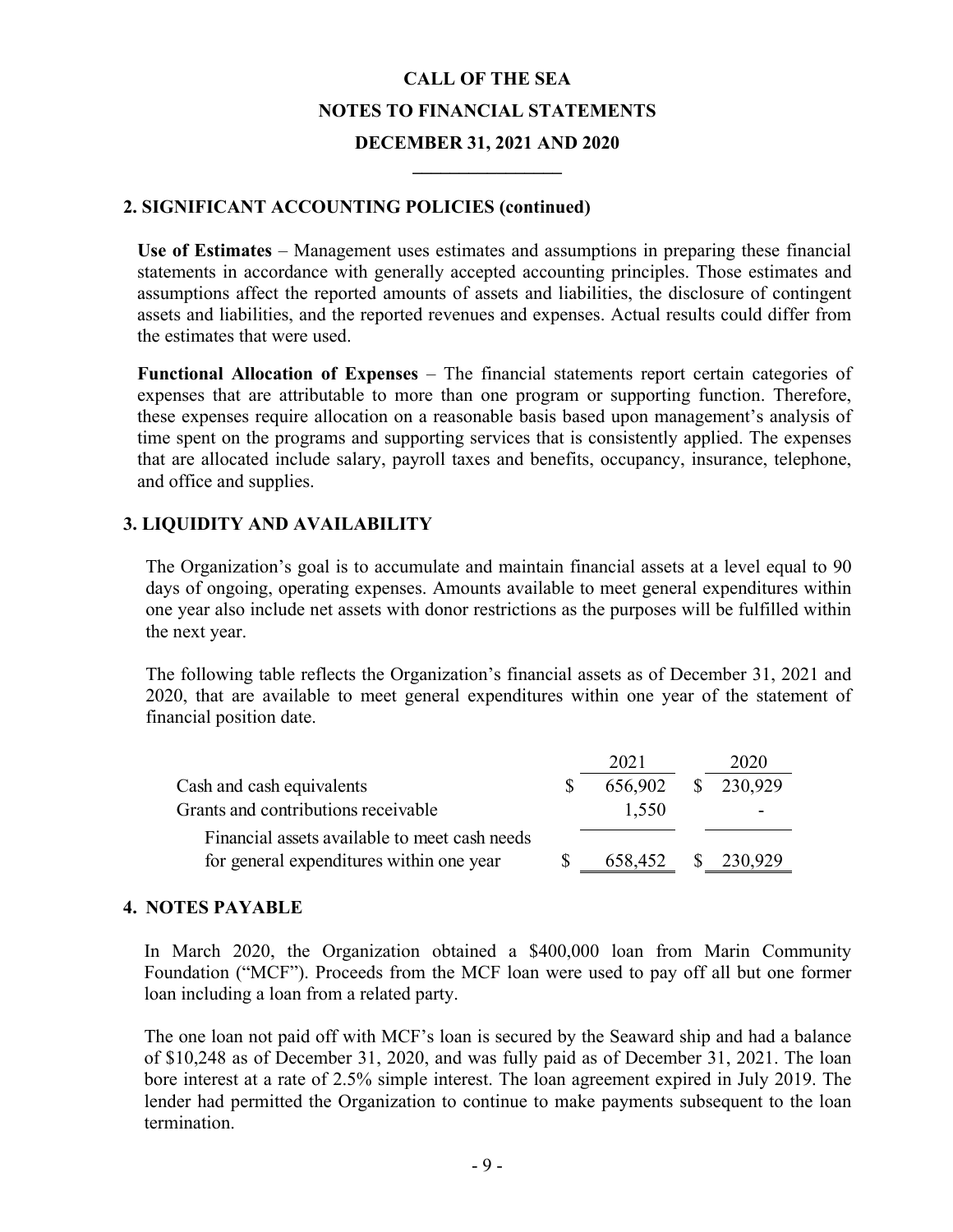# CALL OF THE SEA

# NOTES TO FINANCIAL STATEMENTS

# DECEMBER 31, 2021 AND 2020

## 2. SIGNIFICANT ACCOUNTING POLICIES (continued)

**Use of Estimates** – Management uses estimates and assumptions in preparing these financial statements in accordance with generally accepted accounting principles. Those estimates and assumptions affect the reported amounts of assets and liabilities, the disclosure of contingent assets and liabilities, and the reported revenues and expenses. Actual results could differ from the estimates that were used.

**Functional Allocation of Expenses** – The financial statements report certain categories of expenses that are attributable to more than one program or supporting function. Therefore, these expenses require allocation on a reasonable basis based upon management's analysis of time spent on the programs and supporting services that is consistently applied. The expenses that are allocated include salary, payroll taxes and benefits, occupancy, insurance, telephone, and office and supplies.

## 3. LIQUIDITY AND AVAILABILITY

The Organization's goal is to accumulate and maintain financial assets at a level equal to 90 days of ongoing, operating expenses. Amounts available to meet general expenditures within one year also include net assets with donor restrictions as the purposes will be fulfilled within the next year.

The following table reflects the Organization's financial assets as of December 31, 2021 and 2020, that are available to meet general expenditures within one year of the statement of financial position date.

| | 2021 | 2020 |
|---|---|---|
| Cash and cash equivalents | $ 656,902 | $ 230,929 |
| Grants and contributions receivable | 1,550 | - |
| Financial assets available to meet cash needs for general expenditures within one year | $ 658,452 | $ 230,929 |

## 4. NOTES PAYABLE

In March 2020, the Organization obtained a $400,000 loan from Marin Community Foundation ("MCF"). Proceeds from the MCF loan were used to pay off all but one former loan including a loan from a related party.

The one loan not paid off with MCF's loan is secured by the Seaward ship and had a balance of $10,248 as of December 31, 2020, and was fully paid as of December 31, 2021. The loan bore interest at a rate of 2.5% simple interest. The loan agreement expired in July 2019. The lender had permitted the Organization to continue to make payments subsequent to the loan termination.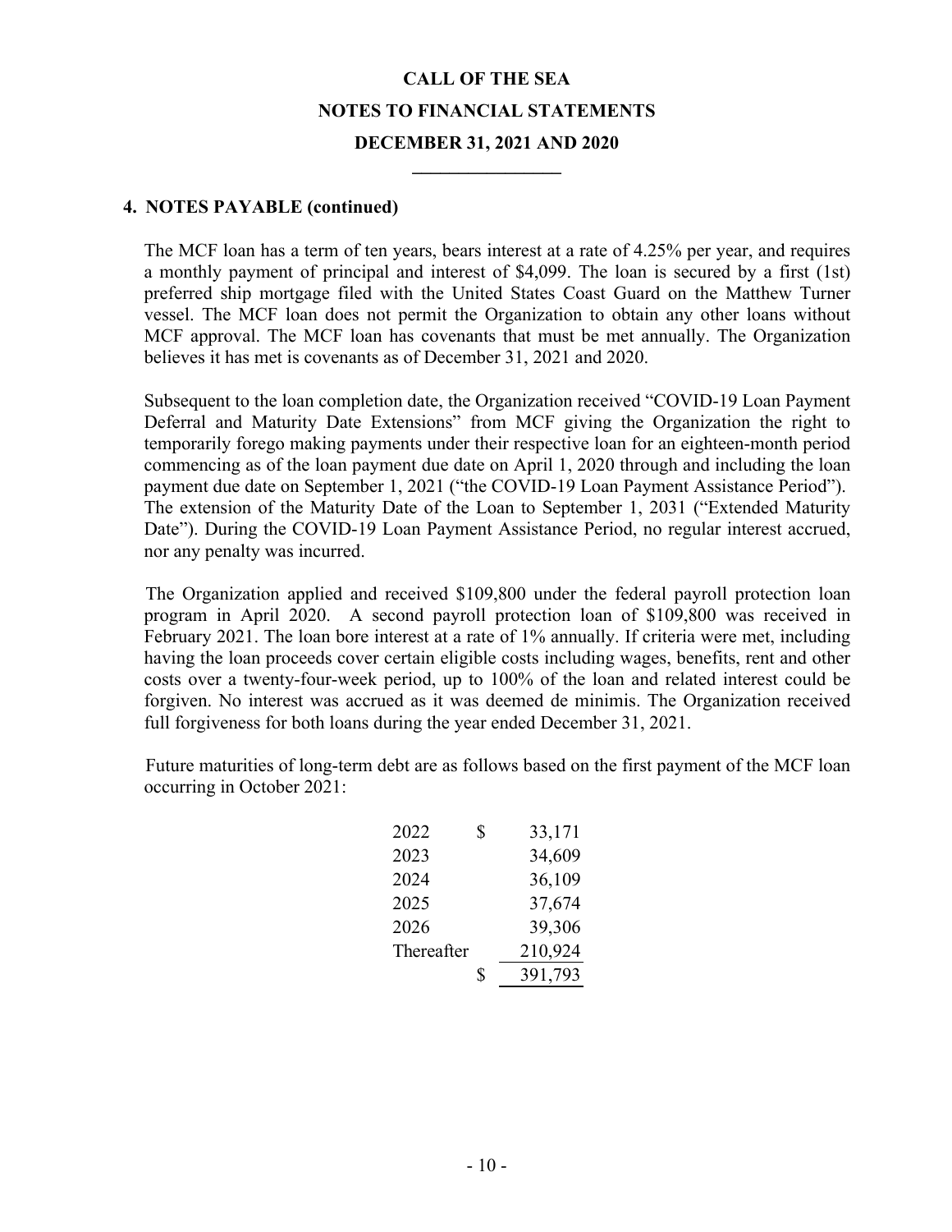# CALL OF THE SEA

## NOTES TO FINANCIAL STATEMENTS

## DECEMBER 31, 2021 AND 2020

### 4. NOTES PAYABLE (continued)

The MCF loan has a term of ten years, bears interest at a rate of 4.25% per year, and requires a monthly payment of principal and interest of $4,099. The loan is secured by a first (1st) preferred ship mortgage filed with the United States Coast Guard on the Matthew Turner vessel. The MCF loan does not permit the Organization to obtain any other loans without MCF approval. The MCF loan has covenants that must be met annually. The Organization believes it has met is covenants as of December 31, 2021 and 2020.

Subsequent to the loan completion date, the Organization received "COVID-19 Loan Payment Deferral and Maturity Date Extensions" from MCF giving the Organization the right to temporarily forego making payments under their respective loan for an eighteen-month period commencing as of the loan payment due date on April 1, 2020 through and including the loan payment due date on September 1, 2021 ("the COVID-19 Loan Payment Assistance Period"). The extension of the Maturity Date of the Loan to September 1, 2031 ("Extended Maturity Date"). During the COVID-19 Loan Payment Assistance Period, no regular interest accrued, nor any penalty was incurred.

The Organization applied and received $109,800 under the federal payroll protection loan program in April 2020. A second payroll protection loan of $109,800 was received in February 2021. The loan bore interest at a rate of 1% annually. If criteria were met, including having the loan proceeds cover certain eligible costs including wages, benefits, rent and other costs over a twenty-four-week period, up to 100% of the loan and related interest could be forgiven. No interest was accrued as it was deemed de minimis. The Organization received full forgiveness for both loans during the year ended December 31, 2021.

Future maturities of long-term debt are as follows based on the first payment of the MCF loan occurring in October 2021:

| | | |
|---|---|---|
| 2022 | $ | 33,171 |
| 2023 | | 34,609 |
| 2024 | | 36,109 |
| 2025 | | 37,674 |
| 2026 | | 39,306 |
| Thereafter | | 210,924 |
| | $ | 391,793 |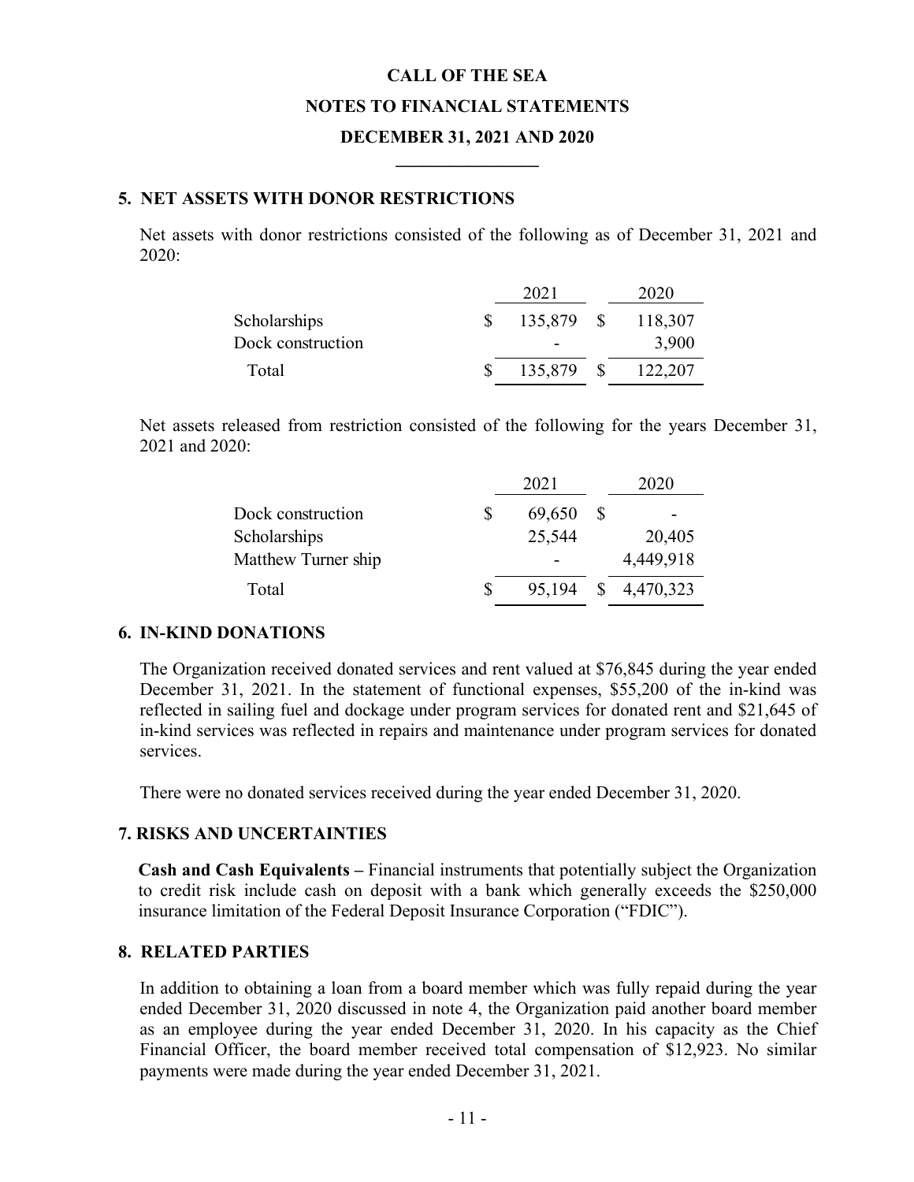# CALL OF THE SEA

## NOTES TO FINANCIAL STATEMENTS

## DECEMBER 31, 2021 AND 2020

### 5. NET ASSETS WITH DONOR RESTRICTIONS

Net assets with donor restrictions consisted of the following as of December 31, 2021 and 2020:

| | 2021 | 2020 |
|---|---|---|
| Scholarships | $ 135,879 | $ 118,307 |
| Dock construction | - | 3,900 |
| Total | $ 135,879 | $ 122,207 |

Net assets released from restriction consisted of the following for the years December 31, 2021 and 2020:

| | 2021 | 2020 |
|---|---|---|
| Dock construction | $ 69,650 | $ - |
| Scholarships | 25,544 | 20,405 |
| Matthew Turner ship | - | 4,449,918 |
| Total | $ 95,194 | $ 4,470,323 |

### 6. IN-KIND DONATIONS

The Organization received donated services and rent valued at $76,845 during the year ended December 31, 2021. In the statement of functional expenses, $55,200 of the in-kind was reflected in sailing fuel and dockage under program services for donated rent and $21,645 of in-kind services was reflected in repairs and maintenance under program services for donated services.

There were no donated services received during the year ended December 31, 2020.

### 7. RISKS AND UNCERTAINTIES

**Cash and Cash Equivalents –** Financial instruments that potentially subject the Organization to credit risk include cash on deposit with a bank which generally exceeds the $250,000 insurance limitation of the Federal Deposit Insurance Corporation ("FDIC").

### 8. RELATED PARTIES

In addition to obtaining a loan from a board member which was fully repaid during the year ended December 31, 2020 discussed in note 4, the Organization paid another board member as an employee during the year ended December 31, 2020. In his capacity as the Chief Financial Officer, the board member received total compensation of $12,923. No similar payments were made during the year ended December 31, 2021.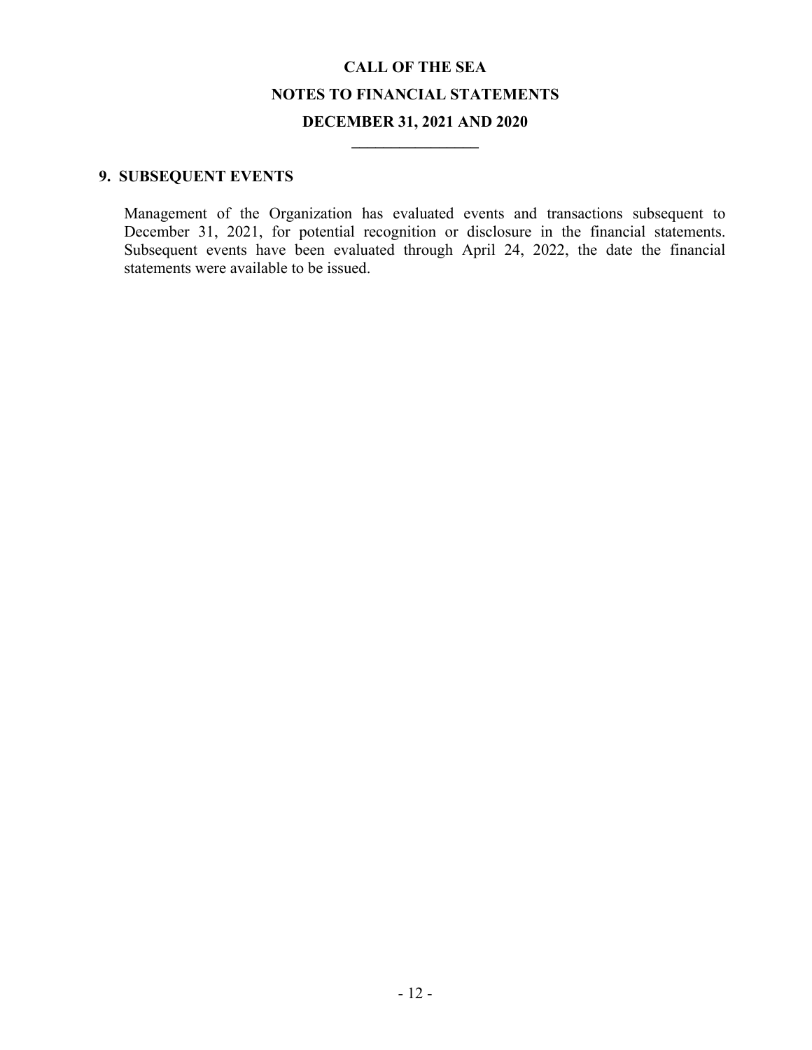# CALL OF THE SEA

## NOTES TO FINANCIAL STATEMENTS

## DECEMBER 31, 2021 AND 2020

### 9. SUBSEQUENT EVENTS

Management of the Organization has evaluated events and transactions subsequent to December 31, 2021, for potential recognition or disclosure in the financial statements. Subsequent events have been evaluated through April 24, 2022, the date the financial statements were available to be issued.